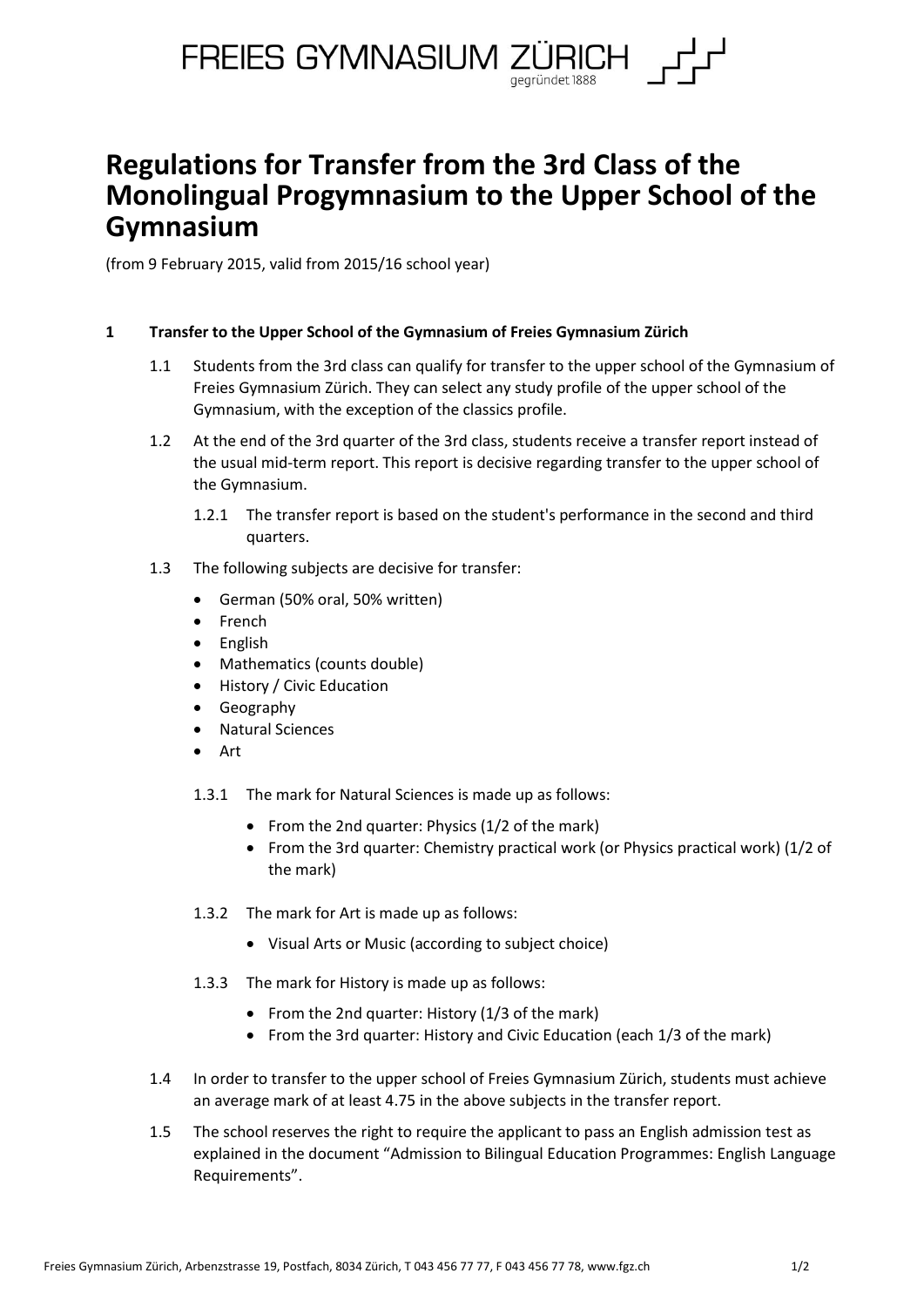FREIES GYMNASIUM ZÜRICH
gegründet 1888

# Regulations for Transfer from the 3rd Class of the Monolingual Progymnasium to the Upper School of the Gymnasium

(from 9 February 2015, valid from 2015/16 school year)

## 1 Transfer to the Upper School of the Gymnasium of Freies Gymnasium Zürich

1.1 Students from the 3rd class can qualify for transfer to the upper school of the Gymnasium of Freies Gymnasium Zürich. They can select any study profile of the upper school of the Gymnasium, with the exception of the classics profile.

1.2 At the end of the 3rd quarter of the 3rd class, students receive a transfer report instead of the usual mid-term report. This report is decisive regarding transfer to the upper school of the Gymnasium.

1.2.1 The transfer report is based on the student's performance in the second and third quarters.

1.3 The following subjects are decisive for transfer:

- German (50% oral, 50% written)
- French
- English
- Mathematics (counts double)
- History / Civic Education
- Geography
- Natural Sciences
- Art

1.3.1 The mark for Natural Sciences is made up as follows:

- From the 2nd quarter: Physics (1/2 of the mark)
- From the 3rd quarter: Chemistry practical work (or Physics practical work) (1/2 of the mark)

1.3.2 The mark for Art is made up as follows:

- Visual Arts or Music (according to subject choice)

1.3.3 The mark for History is made up as follows:

- From the 2nd quarter: History (1/3 of the mark)
- From the 3rd quarter: History and Civic Education (each 1/3 of the mark)

1.4 In order to transfer to the upper school of Freies Gymnasium Zürich, students must achieve an average mark of at least 4.75 in the above subjects in the transfer report.

1.5 The school reserves the right to require the applicant to pass an English admission test as explained in the document "Admission to Bilingual Education Programmes: English Language Requirements".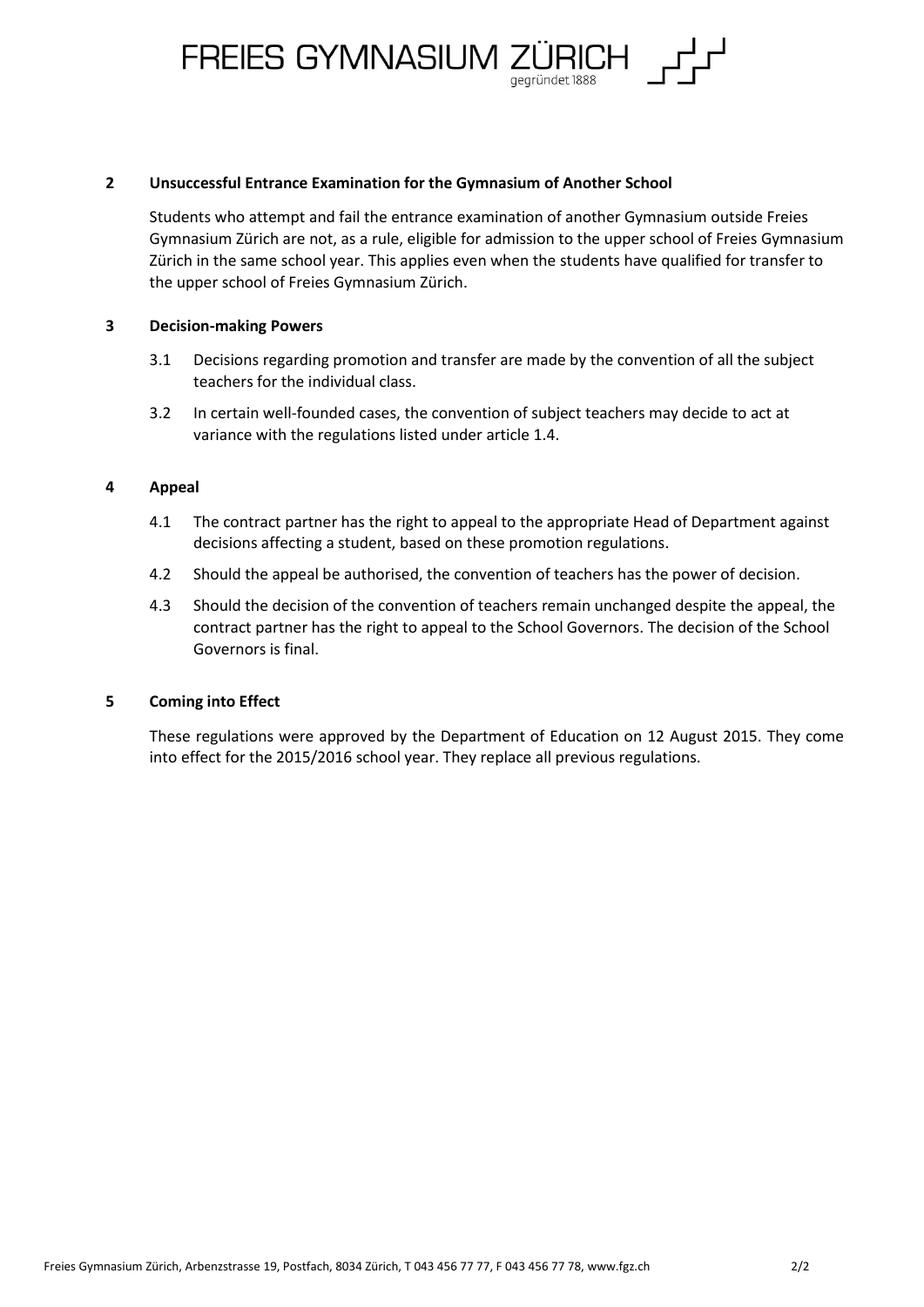## 2 Unsuccessful Entrance Examination for the Gymnasium of Another School

Students who attempt and fail the entrance examination of another Gymnasium outside Freies Gymnasium Zürich are not, as a rule, eligible for admission to the upper school of Freies Gymnasium Zürich in the same school year. This applies even when the students have qualified for transfer to the upper school of Freies Gymnasium Zürich.

## 3 Decision-making Powers

3.1 Decisions regarding promotion and transfer are made by the convention of all the subject teachers for the individual class.

3.2 In certain well-founded cases, the convention of subject teachers may decide to act at variance with the regulations listed under article 1.4.

## 4 Appeal

4.1 The contract partner has the right to appeal to the appropriate Head of Department against decisions affecting a student, based on these promotion regulations.

4.2 Should the appeal be authorised, the convention of teachers has the power of decision.

4.3 Should the decision of the convention of teachers remain unchanged despite the appeal, the contract partner has the right to appeal to the School Governors. The decision of the School Governors is final.

## 5 Coming into Effect

These regulations were approved by the Department of Education on 12 August 2015. They come into effect for the 2015/2016 school year. They replace all previous regulations.